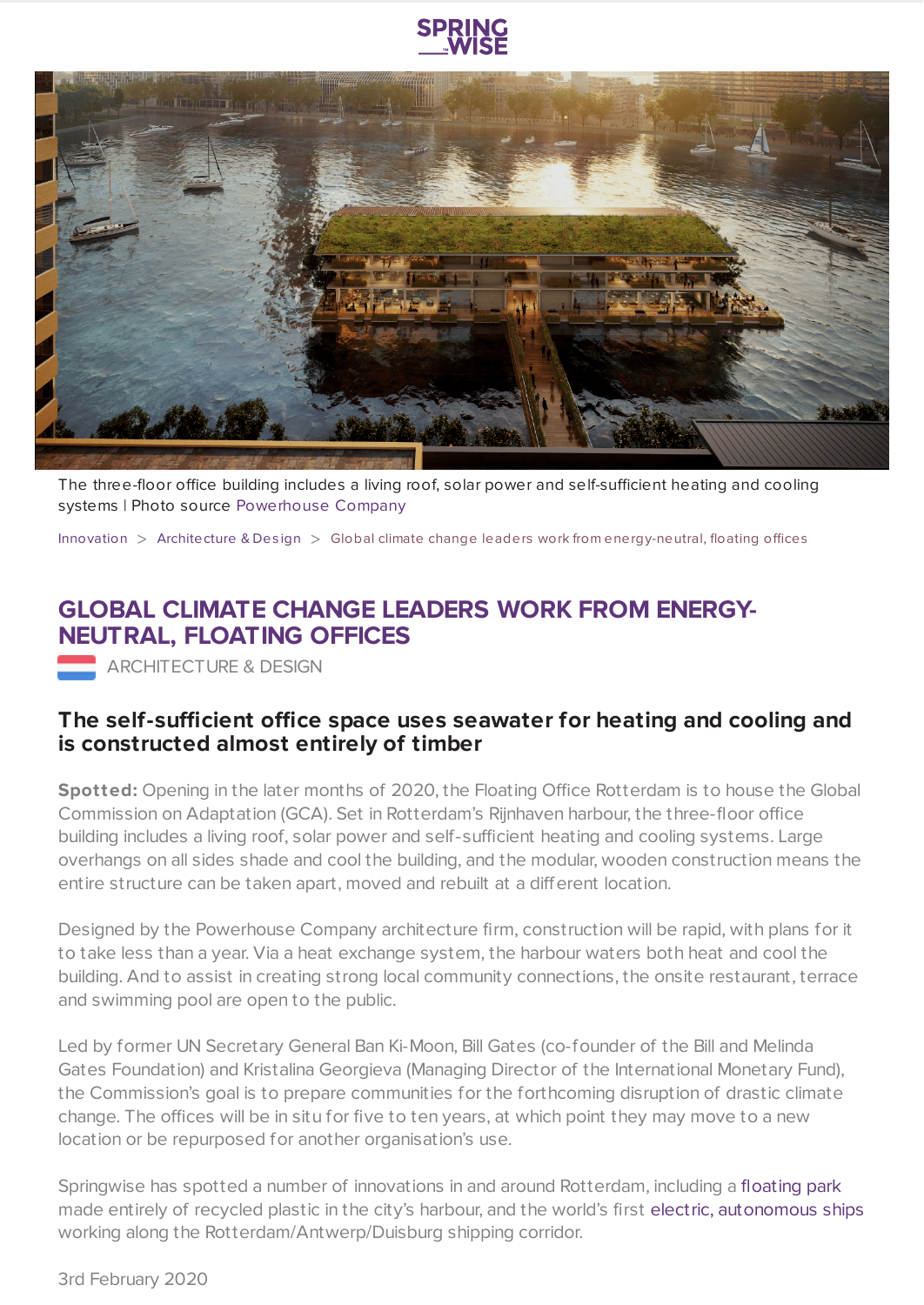SPRING WISE

The three-floor office building includes a living roof, solar power and self-sufficient heating and cooling systems | Photo source Powerhouse Company

Innovation > Architecture & Design > Global climate change leaders work from energy-neutral, floating offices

# GLOBAL CLIMATE CHANGE LEADERS WORK FROM ENERGY-NEUTRAL, FLOATING OFFICES

ARCHITECTURE & DESIGN

## The self-sufficient office space uses seawater for heating and cooling and is constructed almost entirely of timber

**Spotted:** Opening in the later months of 2020, the Floating Office Rotterdam is to house the Global Commission on Adaptation (GCA). Set in Rotterdam's Rijnhaven harbour, the three-floor office building includes a living roof, solar power and self-sufficient heating and cooling systems. Large overhangs on all sides shade and cool the building, and the modular, wooden construction means the entire structure can be taken apart, moved and rebuilt at a different location.

Designed by the Powerhouse Company architecture firm, construction will be rapid, with plans for it to take less than a year. Via a heat exchange system, the harbour waters both heat and cool the building. And to assist in creating strong local community connections, the onsite restaurant, terrace and swimming pool are open to the public.

Led by former UN Secretary General Ban Ki-Moon, Bill Gates (co-founder of the Bill and Melinda Gates Foundation) and Kristalina Georgieva (Managing Director of the International Monetary Fund), the Commission's goal is to prepare communities for the forthcoming disruption of drastic climate change. The offices will be in situ for five to ten years, at which point they may move to a new location or be repurposed for another organisation's use.

Springwise has spotted a number of innovations in and around Rotterdam, including a floating park made entirely of recycled plastic in the city's harbour, and the world's first electric, autonomous ships working along the Rotterdam/Antwerp/Duisburg shipping corridor.

3rd February 2020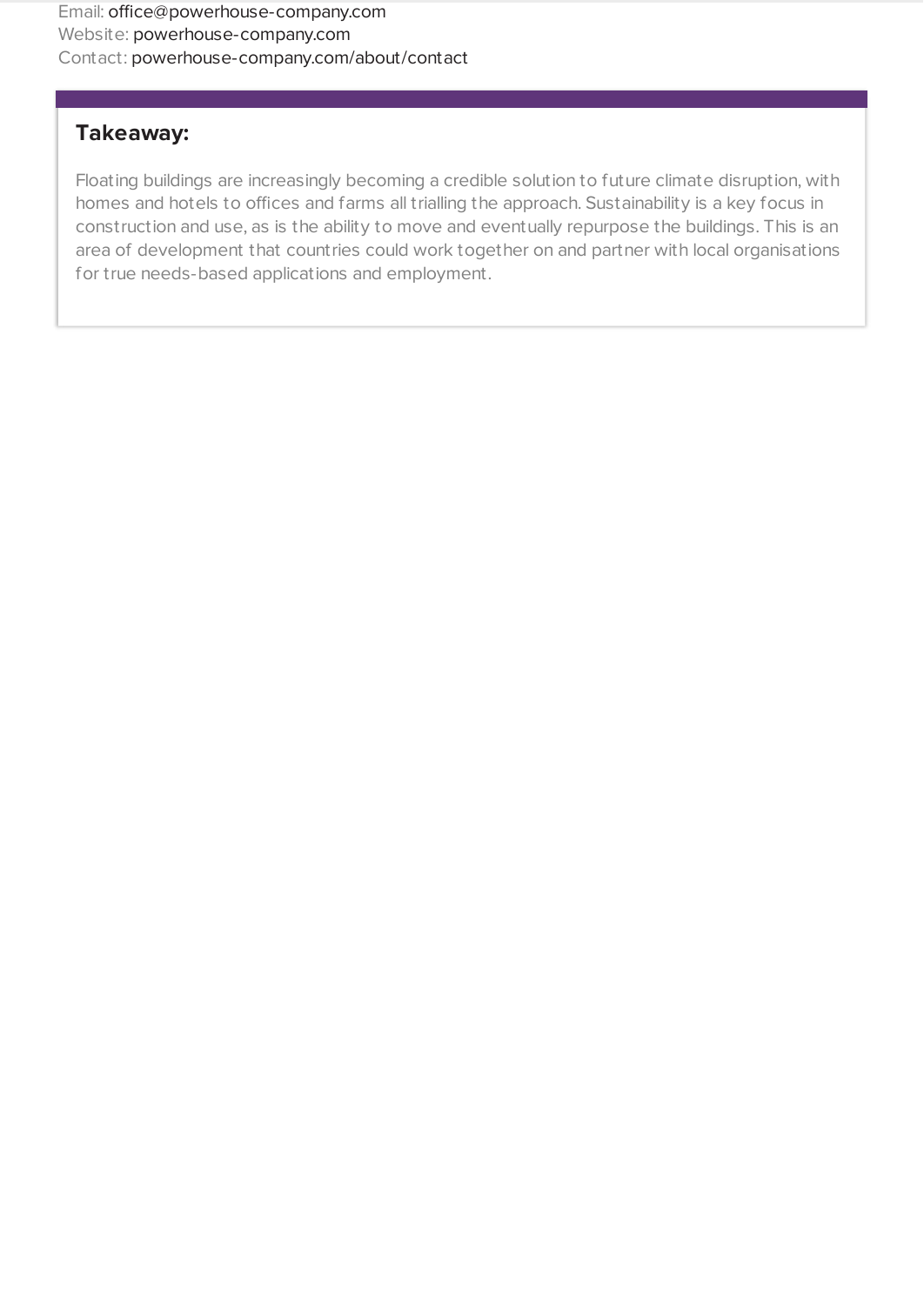Email: office@powerhouse-company.com
Website: powerhouse-company.com
Contact: powerhouse-company.com/about/contact

**Takeaway:**

Floating buildings are increasingly becoming a credible solution to future climate disruption, with homes and hotels to offices and farms all trialling the approach. Sustainability is a key focus in construction and use, as is the ability to move and eventually repurpose the buildings. This is an area of development that countries could work together on and partner with local organisations for true needs-based applications and employment.